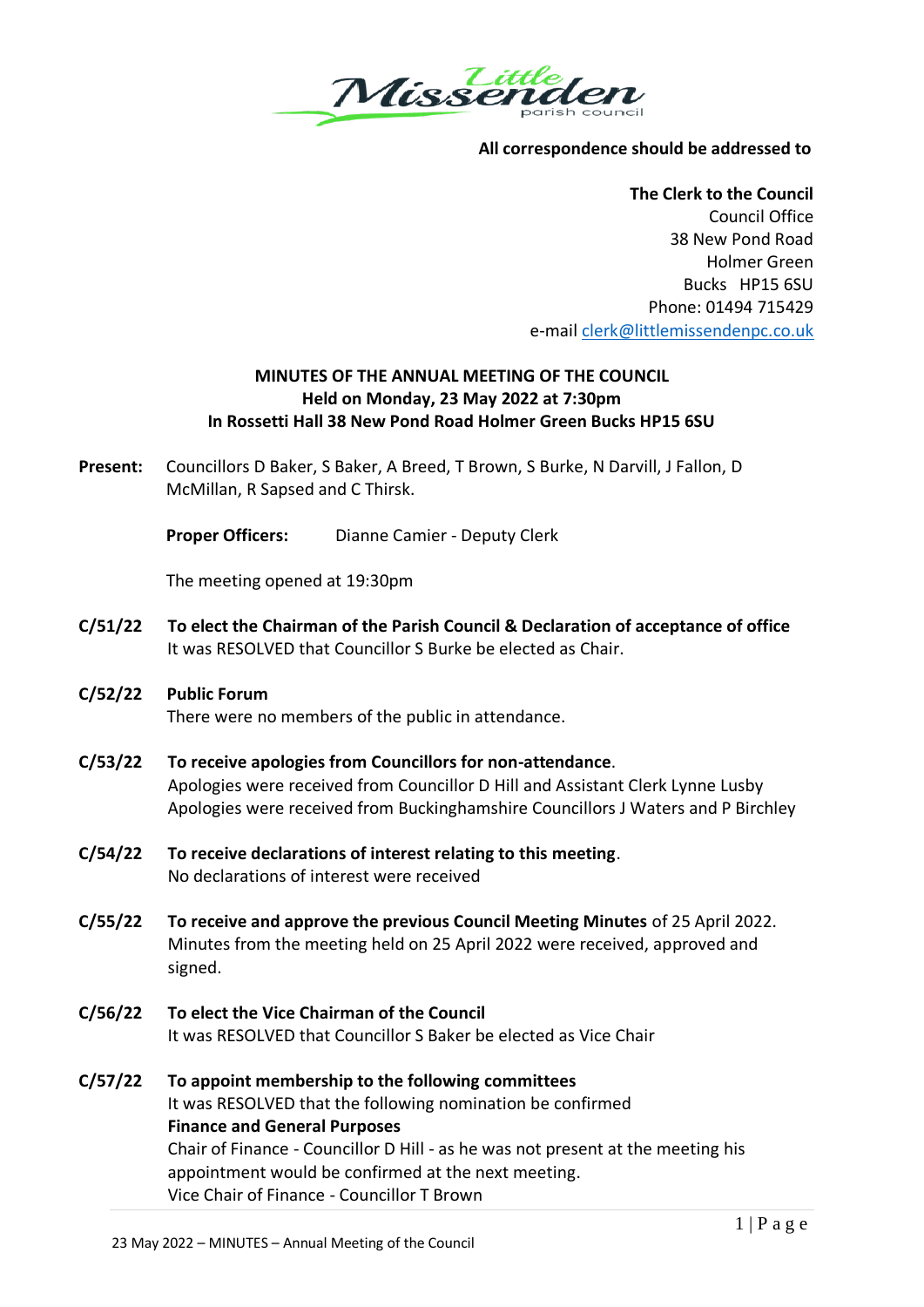Little Missenden parish council

**All correspondence should be addressed to**

**The Clerk to the Council**
Council Office
38 New Pond Road
Holmer Green
Bucks HP15 6SU
Phone: 01494 715429
e-mail clerk@littlemissendenpc.co.uk

## MINUTES OF THE ANNUAL MEETING OF THE COUNCIL
## Held on Monday, 23 May 2022 at 7:30pm
## In Rossetti Hall 38 New Pond Road Holmer Green Bucks HP15 6SU

**Present:** Councillors D Baker, S Baker, A Breed, T Brown, S Burke, N Darvill, J Fallon, D McMillan, R Sapsed and C Thirsk.

**Proper Officers:** Dianne Camier - Deputy Clerk

The meeting opened at 19:30pm

**C/51/22 To elect the Chairman of the Parish Council & Declaration of acceptance of office**
It was RESOLVED that Councillor S Burke be elected as Chair.

**C/52/22 Public Forum**
There were no members of the public in attendance.

**C/53/22 To receive apologies from Councillors for non-attendance.**
Apologies were received from Councillor D Hill and Assistant Clerk Lynne Lusby
Apologies were received from Buckinghamshire Councillors J Waters and P Birchley

**C/54/22 To receive declarations of interest relating to this meeting.**
No declarations of interest were received

**C/55/22 To receive and approve the previous Council Meeting Minutes** of 25 April 2022.
Minutes from the meeting held on 25 April 2022 were received, approved and signed.

**C/56/22 To elect the Vice Chairman of the Council**
It was RESOLVED that Councillor S Baker be elected as Vice Chair

**C/57/22 To appoint membership to the following committees**
It was RESOLVED that the following nomination be confirmed
**Finance and General Purposes**
Chair of Finance - Councillor D Hill - as he was not present at the meeting his appointment would be confirmed at the next meeting.
Vice Chair of Finance - Councillor T Brown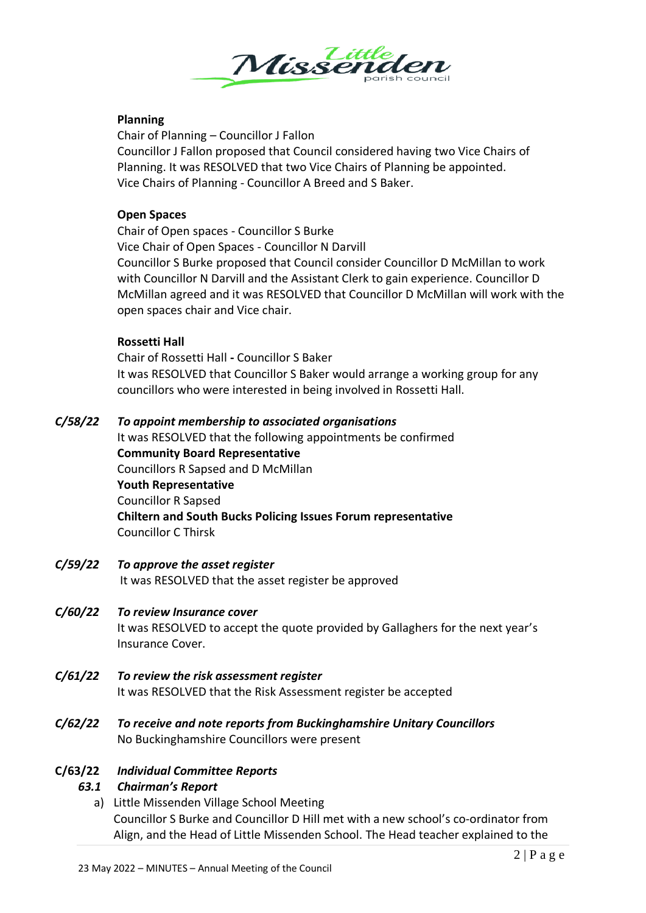**Planning**

Chair of Planning – Councillor J Fallon
Councillor J Fallon proposed that Council considered having two Vice Chairs of Planning. It was RESOLVED that two Vice Chairs of Planning be appointed.
Vice Chairs of Planning - Councillor A Breed and S Baker.

**Open Spaces**

Chair of Open spaces - Councillor S Burke
Vice Chair of Open Spaces - Councillor N Darvill
Councillor S Burke proposed that Council consider Councillor D McMillan to work with Councillor N Darvill and the Assistant Clerk to gain experience. Councillor D McMillan agreed and it was RESOLVED that Councillor D McMillan will work with the open spaces chair and Vice chair.

**Rossetti Hall**

Chair of Rossetti Hall **-** Councillor S Baker
It was RESOLVED that Councillor S Baker would arrange a working group for any councillors who were interested in being involved in Rossetti Hall.

***C/58/22 To appoint membership to associated organisations***

It was RESOLVED that the following appointments be confirmed

**Community Board Representative**
Councillors R Sapsed and D McMillan

**Youth Representative**
Councillor R Sapsed

**Chiltern and South Bucks Policing Issues Forum representative**
Councillor C Thirsk

***C/59/22 To approve the asset register***

It was RESOLVED that the asset register be approved

***C/60/22 To review Insurance cover***

It was RESOLVED to accept the quote provided by Gallaghers for the next year's Insurance Cover.

***C/61/22 To review the risk assessment register***

It was RESOLVED that the Risk Assessment register be accepted

***C/62/22 To receive and note reports from Buckinghamshire Unitary Councillors***

No Buckinghamshire Councillors were present

**C/63/22** ***Individual Committee Reports***

***63.1 Chairman's Report***

a) Little Missenden Village School Meeting
Councillor S Burke and Councillor D Hill met with a new school's co-ordinator from Align, and the Head of Little Missenden School. The Head teacher explained to the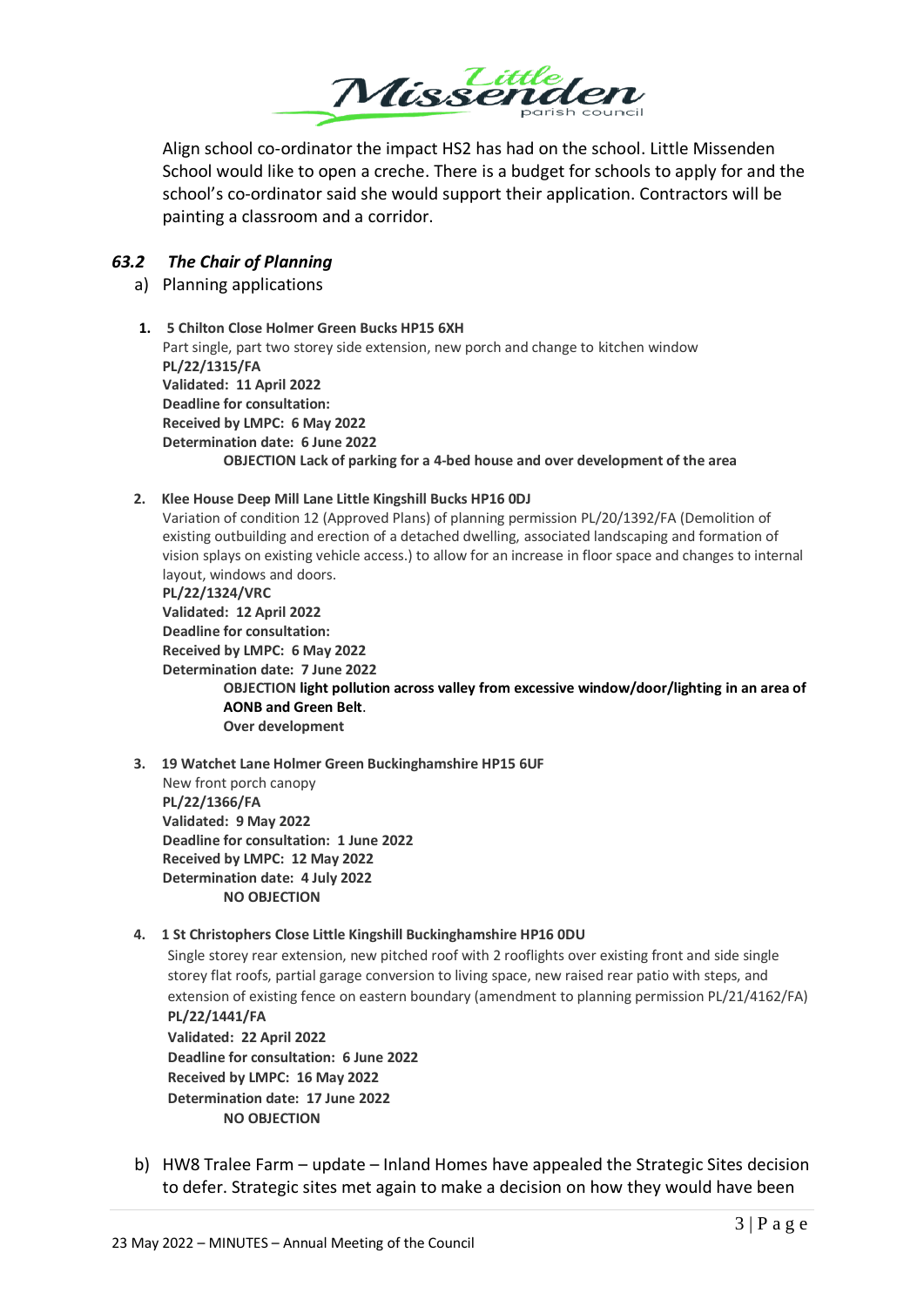Align school co-ordinator the impact HS2 has had on the school. Little Missenden School would like to open a creche. There is a budget for schools to apply for and the school's co-ordinator said she would support their application. Contractors will be painting a classroom and a corridor.

### *63.2 The Chair of Planning*

a) Planning applications

1. **5 Chilton Close Holmer Green Bucks HP15 6XH**
   Part single, part two storey side extension, new porch and change to kitchen window
   **PL/22/1315/FA**
   **Validated: 11 April 2022**
   **Deadline for consultation:**
   **Received by LMPC: 6 May 2022**
   **Determination date: 6 June 2022**
   **OBJECTION Lack of parking for a 4-bed house and over development of the area**

2. **Klee House Deep Mill Lane Little Kingshill Bucks HP16 0DJ**
   Variation of condition 12 (Approved Plans) of planning permission PL/20/1392/FA (Demolition of existing outbuilding and erection of a detached dwelling, associated landscaping and formation of vision splays on existing vehicle access.) to allow for an increase in floor space and changes to internal layout, windows and doors.
   **PL/22/1324/VRC**
   **Validated: 12 April 2022**
   **Deadline for consultation:**
   **Received by LMPC: 6 May 2022**
   **Determination date: 7 June 2022**
   **OBJECTION light pollution across valley from excessive window/door/lighting in an area of AONB and Green Belt**.
   **Over development**

3. **19 Watchet Lane Holmer Green Buckinghamshire HP15 6UF**
   New front porch canopy
   **PL/22/1366/FA**
   **Validated: 9 May 2022**
   **Deadline for consultation: 1 June 2022**
   **Received by LMPC: 12 May 2022**
   **Determination date: 4 July 2022**
   **NO OBJECTION**

4. **1 St Christophers Close Little Kingshill Buckinghamshire HP16 0DU**
   Single storey rear extension, new pitched roof with 2 rooflights over existing front and side single storey flat roofs, partial garage conversion to living space, new raised rear patio with steps, and extension of existing fence on eastern boundary (amendment to planning permission PL/21/4162/FA)
   **PL/22/1441/FA**
   **Validated: 22 April 2022**
   **Deadline for consultation: 6 June 2022**
   **Received by LMPC: 16 May 2022**
   **Determination date: 17 June 2022**
   **NO OBJECTION**

b) HW8 Tralee Farm – update – Inland Homes have appealed the Strategic Sites decision to defer. Strategic sites met again to make a decision on how they would have been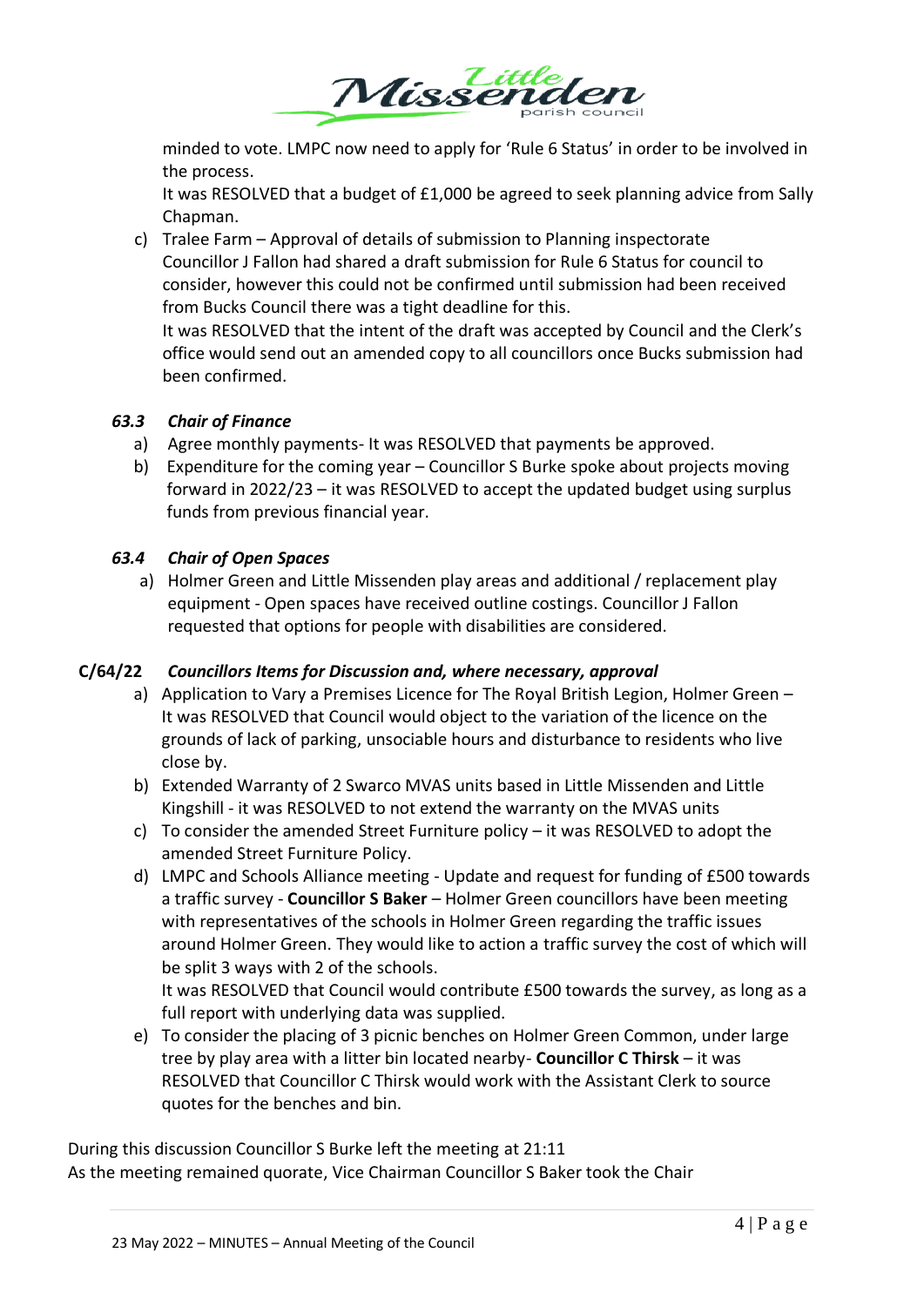minded to vote. LMPC now need to apply for 'Rule 6 Status' in order to be involved in the process.
It was RESOLVED that a budget of £1,000 be agreed to seek planning advice from Sally Chapman.

c) Tralee Farm – Approval of details of submission to Planning inspectorate
Councillor J Fallon had shared a draft submission for Rule 6 Status for council to consider, however this could not be confirmed until submission had been received from Bucks Council there was a tight deadline for this.
It was RESOLVED that the intent of the draft was accepted by Council and the Clerk's office would send out an amended copy to all councillors once Bucks submission had been confirmed.

### *63.3 Chair of Finance*

a) Agree monthly payments- It was RESOLVED that payments be approved.
b) Expenditure for the coming year – Councillor S Burke spoke about projects moving forward in 2022/23 – it was RESOLVED to accept the updated budget using surplus funds from previous financial year.

### *63.4 Chair of Open Spaces*

a) Holmer Green and Little Missenden play areas and additional / replacement play equipment - Open spaces have received outline costings. Councillor J Fallon requested that options for people with disabilities are considered.

### **C/64/22** *Councillors Items for Discussion and, where necessary, approval*

a) Application to Vary a Premises Licence for The Royal British Legion, Holmer Green – It was RESOLVED that Council would object to the variation of the licence on the grounds of lack of parking, unsociable hours and disturbance to residents who live close by.
b) Extended Warranty of 2 Swarco MVAS units based in Little Missenden and Little Kingshill - it was RESOLVED to not extend the warranty on the MVAS units
c) To consider the amended Street Furniture policy – it was RESOLVED to adopt the amended Street Furniture Policy.
d) LMPC and Schools Alliance meeting - Update and request for funding of £500 towards a traffic survey - **Councillor S Baker** – Holmer Green councillors have been meeting with representatives of the schools in Holmer Green regarding the traffic issues around Holmer Green. They would like to action a traffic survey the cost of which will be split 3 ways with 2 of the schools.
It was RESOLVED that Council would contribute £500 towards the survey, as long as a full report with underlying data was supplied.
e) To consider the placing of 3 picnic benches on Holmer Green Common, under large tree by play area with a litter bin located nearby- **Councillor C Thirsk** – it was RESOLVED that Councillor C Thirsk would work with the Assistant Clerk to source quotes for the benches and bin.

During this discussion Councillor S Burke left the meeting at 21:11
As the meeting remained quorate, Vice Chairman Councillor S Baker took the Chair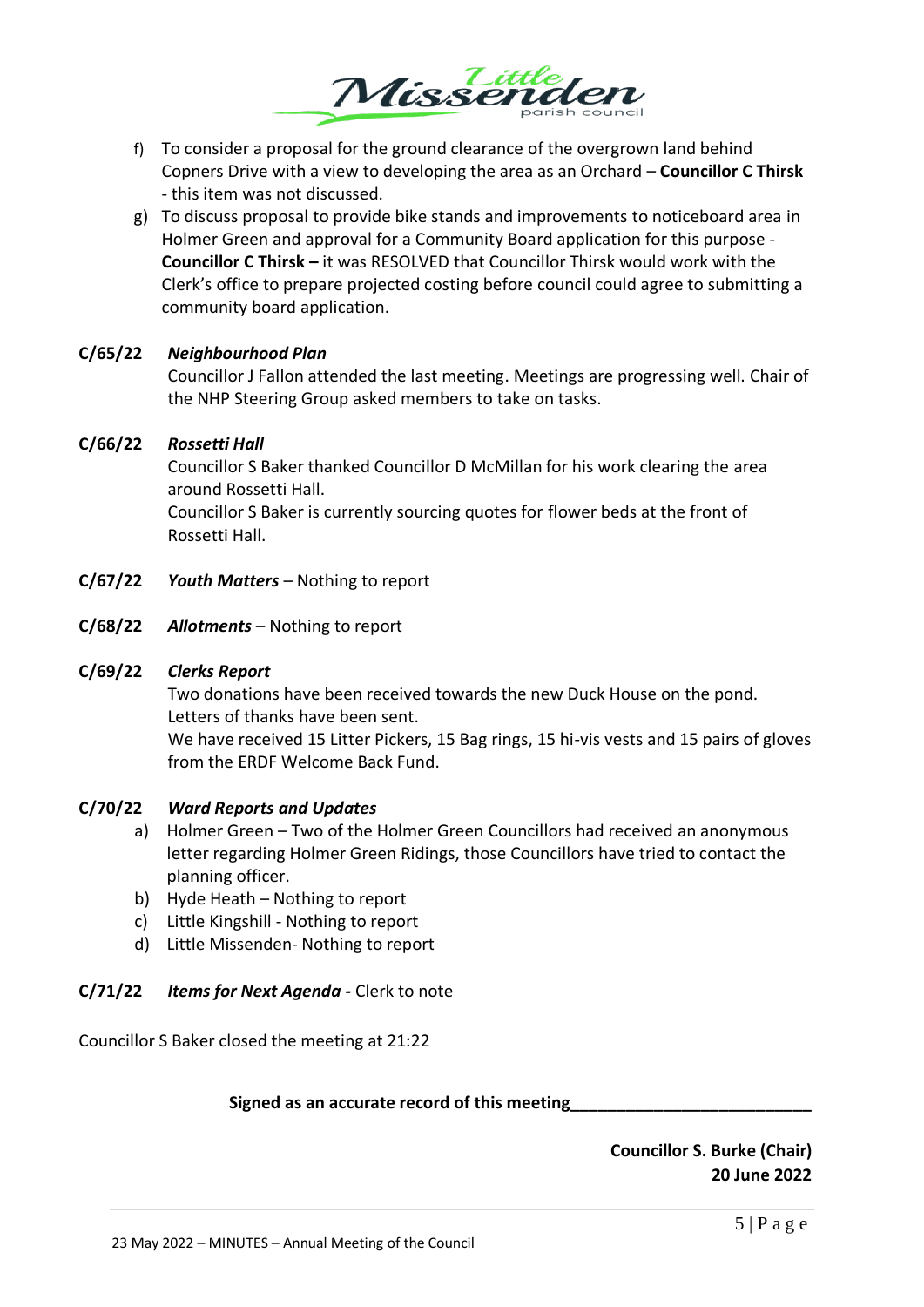f) To consider a proposal for the ground clearance of the overgrown land behind Copners Drive with a view to developing the area as an Orchard – **Councillor C Thirsk** - this item was not discussed.

g) To discuss proposal to provide bike stands and improvements to noticeboard area in Holmer Green and approval for a Community Board application for this purpose - **Councillor C Thirsk –** it was RESOLVED that Councillor Thirsk would work with the Clerk's office to prepare projected costing before council could agree to submitting a community board application.

**C/65/22** ***Neighbourhood Plan***

Councillor J Fallon attended the last meeting. Meetings are progressing well. Chair of the NHP Steering Group asked members to take on tasks.

**C/66/22** ***Rossetti Hall***

Councillor S Baker thanked Councillor D McMillan for his work clearing the area around Rossetti Hall.

Councillor S Baker is currently sourcing quotes for flower beds at the front of Rossetti Hall.

**C/67/22** ***Youth Matters*** – Nothing to report

**C/68/22** ***Allotments*** – Nothing to report

**C/69/22** ***Clerks Report***

Two donations have been received towards the new Duck House on the pond. Letters of thanks have been sent.

We have received 15 Litter Pickers, 15 Bag rings, 15 hi-vis vests and 15 pairs of gloves from the ERDF Welcome Back Fund.

**C/70/22** ***Ward Reports and Updates***

a) Holmer Green – Two of the Holmer Green Councillors had received an anonymous letter regarding Holmer Green Ridings, those Councillors have tried to contact the planning officer.

b) Hyde Heath – Nothing to report

c) Little Kingshill - Nothing to report

d) Little Missenden- Nothing to report

**C/71/22** ***Items for Next Agenda -*** Clerk to note

Councillor S Baker closed the meeting at 21:22

**Signed as an accurate record of this meeting__________________________**

**Councillor S. Burke (Chair)**
**20 June 2022**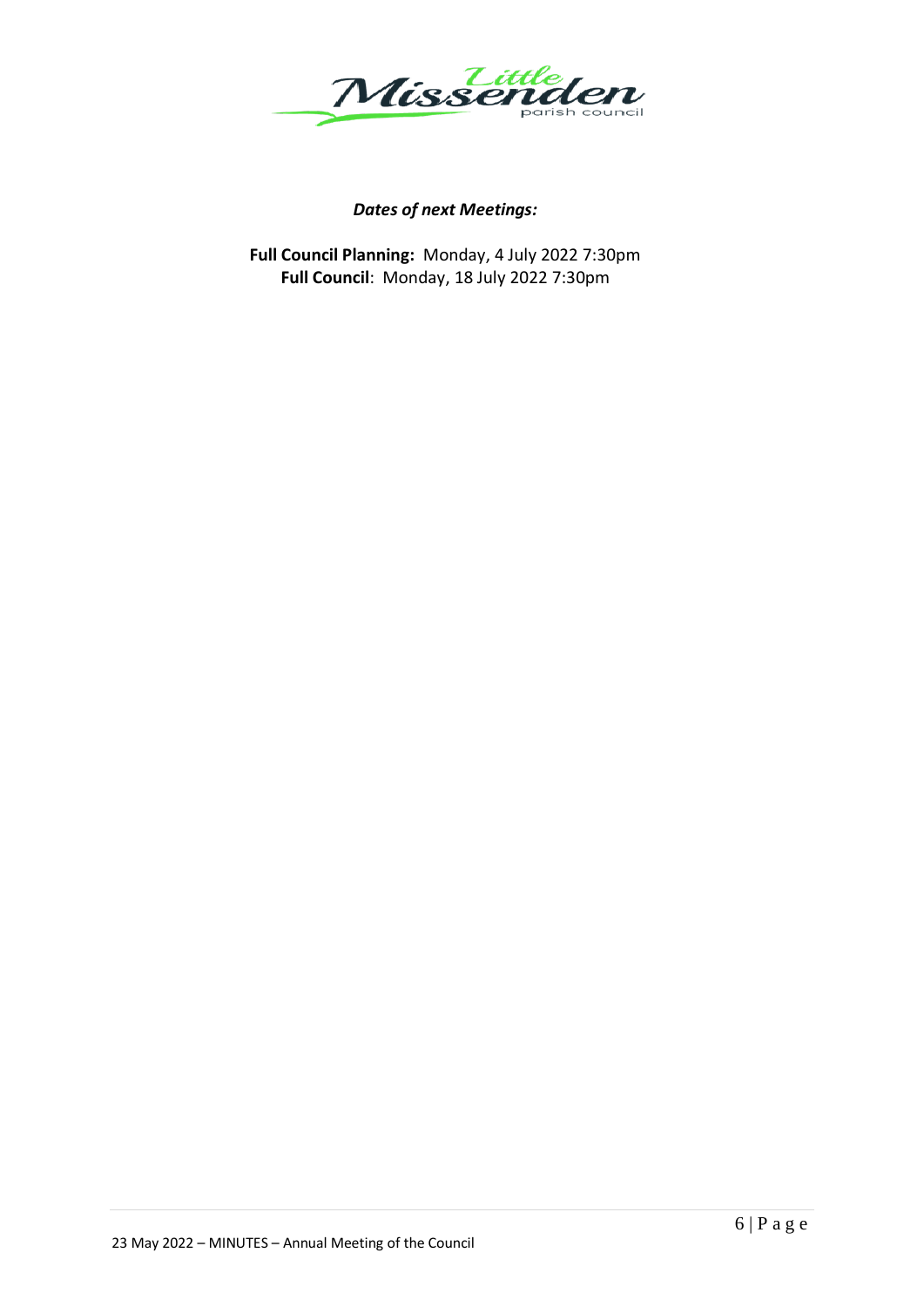***Dates of next Meetings:***

**Full Council Planning:** Monday, 4 July 2022 7:30pm
**Full Council**: Monday, 18 July 2022 7:30pm